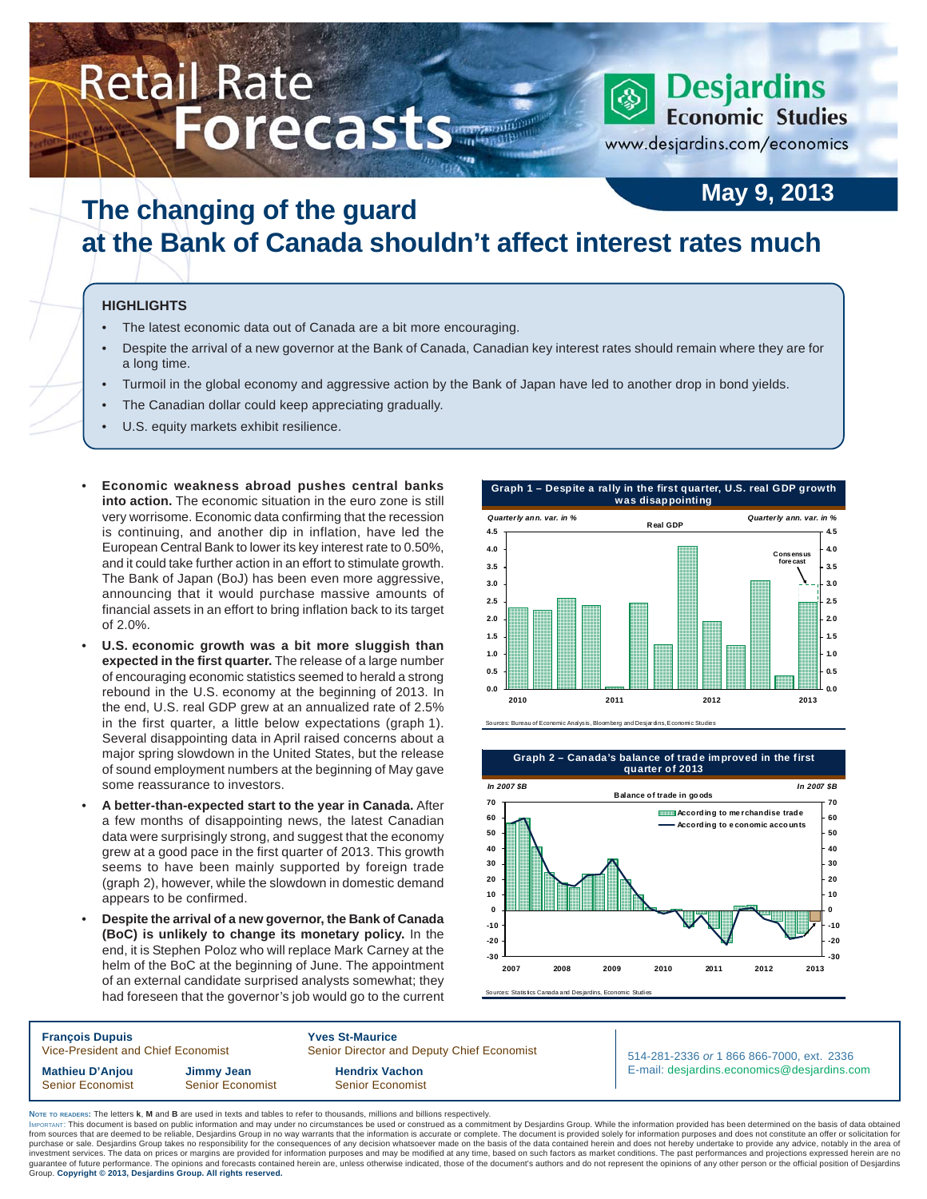# Retail Rate Forecasts

**Desjardins Economic Studies**
www.desjardins.com/economics

**May 9, 2013**

# The changing of the guard at the Bank of Canada shouldn't affect interest rates much

### HIGHLIGHTS

- The latest economic data out of Canada are a bit more encouraging.
- Despite the arrival of a new governor at the Bank of Canada, Canadian key interest rates should remain where they are for a long time.
- Turmoil in the global economy and aggressive action by the Bank of Japan have led to another drop in bond yields.
- The Canadian dollar could keep appreciating gradually.
- U.S. equity markets exhibit resilience.

---

- **Economic weakness abroad pushes central banks into action.** The economic situation in the euro zone is still very worrisome. Economic data confirming that the recession is continuing, and another dip in inflation, have led the European Central Bank to lower its key interest rate to 0.50%, and it could take further action in an effort to stimulate growth. The Bank of Japan (BoJ) has been even more aggressive, announcing that it would purchase massive amounts of financial assets in an effort to bring inflation back to its target of 2.0%.
- **U.S. economic growth was a bit more sluggish than expected in the first quarter.** The release of a large number of encouraging economic statistics seemed to herald a strong rebound in the U.S. economy at the beginning of 2013. In the end, U.S. real GDP grew at an annualized rate of 2.5% in the first quarter, a little below expectations (graph 1). Several disappointing data in April raised concerns about a major spring slowdown in the United States, but the release of sound employment numbers at the beginning of May gave some reassurance to investors.
- **A better-than-expected start to the year in Canada.** After a few months of disappointing news, the latest Canadian data were surprisingly strong, and suggest that the economy grew at a good pace in the first quarter of 2013. This growth seems to have been mainly supported by foreign trade (graph 2), however, while the slowdown in domestic demand appears to be confirmed.
- **Despite the arrival of a new governor, the Bank of Canada (BoC) is unlikely to change its monetary policy.** In the end, it is Stephen Poloz who will replace Mark Carney at the helm of the BoC at the beginning of June. The appointment of an external candidate surprised analysts somewhat; they had foreseen that the governor's job would go to the current

**Graph 1 – Despite a rally in the first quarter, U.S. real GDP growth was disappointing**

Sources: Bureau of Economic Analysis, Bloomberg and Desjardins, Economic Studies

**Graph 2 – Canada's balance of trade improved in the first quarter of 2013**

Sources: Statistics Canada and Desjardins, Economic Studies

---

**François Dupuis**
Vice-President and Chief Economist

**Yves St-Maurice**
Senior Director and Deputy Chief Economist

**Mathieu D'Anjou**
Senior Economist

**Jimmy Jean**
Senior Economist

**Hendrix Vachon**
Senior Economist

514-281-2336 *or* 1 866 866-7000, ext. 2336
E-mail: desjardins.economics@desjardins.com

NOTE TO READERS: The letters **k**, **M** and **B** are used in texts and tables to refer to thousands, millions and billions respectively.
IMPORTANT: This document is based on public information and may under no circumstances be used or construed as a commitment by Desjardins Group. While the information provided has been determined on the basis of data obtained from sources that are deemed to be reliable, Desjardins Group in no way warrants that the information is accurate or complete. The document is provided solely for information purposes and does not constitute an offer or solicitation for purchase or sale. Desjardins Group takes no responsibility for the consequences of any decision whatsoever made on the basis of the data contained herein and does not hereby undertake to provide any advice, notably in the area of investment services. The data on prices or margins are provided for information purposes and may be modified at any time, based on such factors as market conditions. The past performances and projections expressed herein are no guarantee of future performance. The opinions and forecasts contained herein are, unless otherwise indicated, those of the document's authors and do not represent the opinions of any other person or the official position of Desjardins Group. **Copyright © 2013, Desjardins Group. All rights reserved.**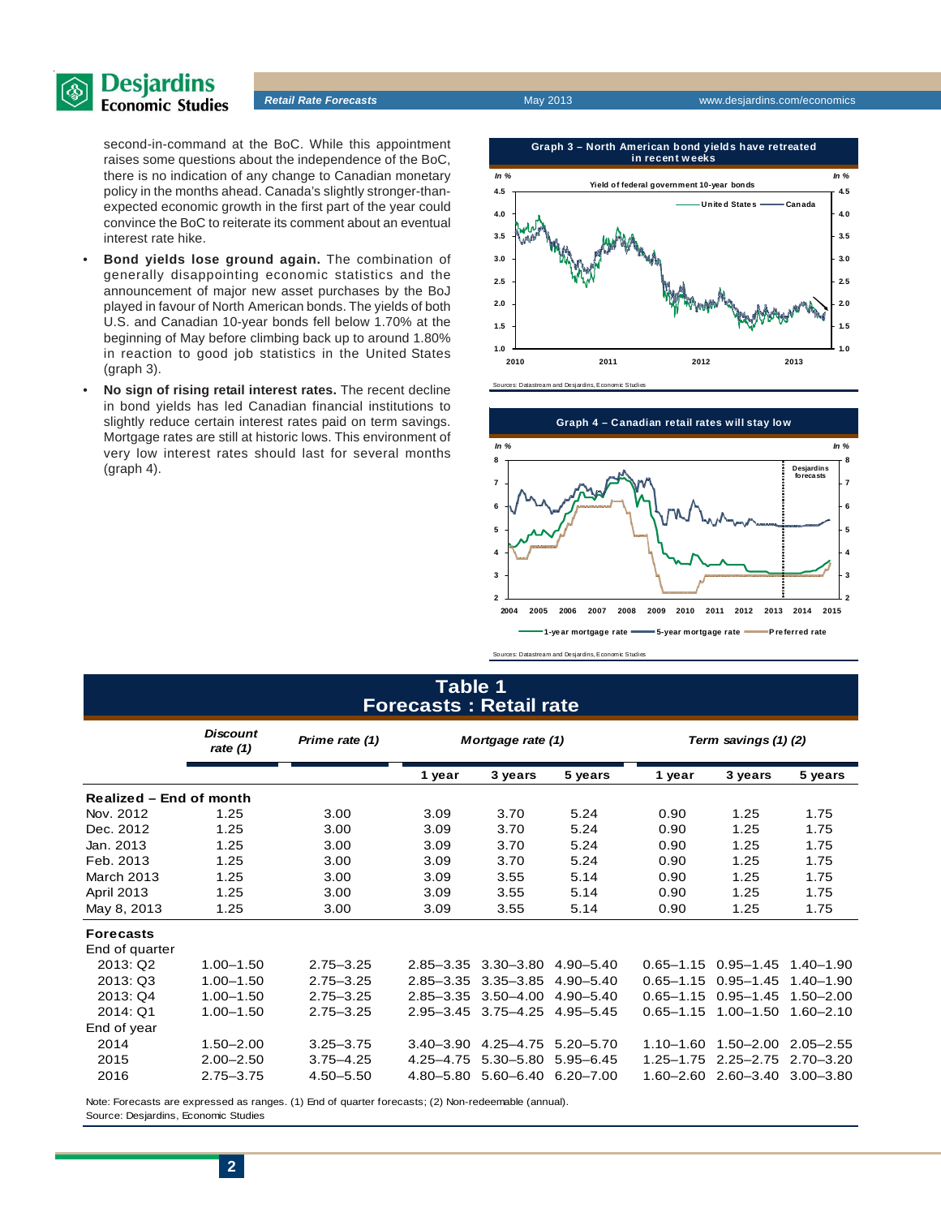second-in-command at the BoC. While this appointment raises some questions about the independence of the BoC, there is no indication of any change to Canadian monetary policy in the months ahead. Canada's slightly stronger-than-expected economic growth in the first part of the year could convince the BoC to reiterate its comment about an eventual interest rate hike.

- **Bond yields lose ground again.** The combination of generally disappointing economic statistics and the announcement of major new asset purchases by the BoJ played in favour of North American bonds. The yields of both U.S. and Canadian 10-year bonds fell below 1.70% at the beginning of May before climbing back up to around 1.80% in reaction to good job statistics in the United States (graph 3).
- **No sign of rising retail interest rates.** The recent decline in bond yields has led Canadian financial institutions to slightly reduce certain interest rates paid on term savings. Mortgage rates are still at historic lows. This environment of very low interest rates should last for several months (graph 4).

**Graph 3 – North American bond yields have retreated in recent weeks**

Yield of federal government 10-year bonds

Sources: Datastream and Desjardins, Economic Studies

**Graph 4 – Canadian retail rates will stay low**

Sources: Datastream and Desjardins, Economic Studies

## Table 1
## Forecasts : Retail rate

| | *Discount rate (1)* | *Prime rate (1)* | *Mortgage rate (1)* | | | *Term savings (1) (2)* | | |
|---|---|---|---|---|---|---|---|---|
| | | | **1 year** | **3 years** | **5 years** | **1 year** | **3 years** | **5 years** |
| **Realized – End of month** | | | | | | | | |
| Nov. 2012 | 1.25 | 3.00 | 3.09 | 3.70 | 5.24 | 0.90 | 1.25 | 1.75 |
| Dec. 2012 | 1.25 | 3.00 | 3.09 | 3.70 | 5.24 | 0.90 | 1.25 | 1.75 |
| Jan. 2013 | 1.25 | 3.00 | 3.09 | 3.70 | 5.24 | 0.90 | 1.25 | 1.75 |
| Feb. 2013 | 1.25 | 3.00 | 3.09 | 3.70 | 5.24 | 0.90 | 1.25 | 1.75 |
| March 2013 | 1.25 | 3.00 | 3.09 | 3.55 | 5.14 | 0.90 | 1.25 | 1.75 |
| April 2013 | 1.25 | 3.00 | 3.09 | 3.55 | 5.14 | 0.90 | 1.25 | 1.75 |
| May 8, 2013 | 1.25 | 3.00 | 3.09 | 3.55 | 5.14 | 0.90 | 1.25 | 1.75 |
| **Forecasts** | | | | | | | | |
| End of quarter | | | | | | | | |
| 2013: Q2 | 1.00–1.50 | 2.75–3.25 | 2.85–3.35 | 3.30–3.80 | 4.90–5.40 | 0.65–1.15 | 0.95–1.45 | 1.40–1.90 |
| 2013: Q3 | 1.00–1.50 | 2.75–3.25 | 2.85–3.35 | 3.35–3.85 | 4.90–5.40 | 0.65–1.15 | 0.95–1.45 | 1.40–1.90 |
| 2013: Q4 | 1.00–1.50 | 2.75–3.25 | 2.85–3.35 | 3.50–4.00 | 4.90–5.40 | 0.65–1.15 | 0.95–1.45 | 1.50–2.00 |
| 2014: Q1 | 1.00–1.50 | 2.75–3.25 | 2.95–3.45 | 3.75–4.25 | 4.95–5.45 | 0.65–1.15 | 1.00–1.50 | 1.60–2.10 |
| End of year | | | | | | | | |
| 2014 | 1.50–2.00 | 3.25–3.75 | 3.40–3.90 | 4.25–4.75 | 5.20–5.70 | 1.10–1.60 | 1.50–2.00 | 2.05–2.55 |
| 2015 | 2.00–2.50 | 3.75–4.25 | 4.25–4.75 | 5.30–5.80 | 5.95–6.45 | 1.25–1.75 | 2.25–2.75 | 2.70–3.20 |
| 2016 | 2.75–3.75 | 4.50–5.50 | 4.80–5.80 | 5.60–6.40 | 6.20–7.00 | 1.60–2.60 | 2.60–3.40 | 3.00–3.80 |

Note: Forecasts are expressed as ranges. (1) End of quarter forecasts; (2) Non-redeemable (annual).
Source: Desjardins, Economic Studies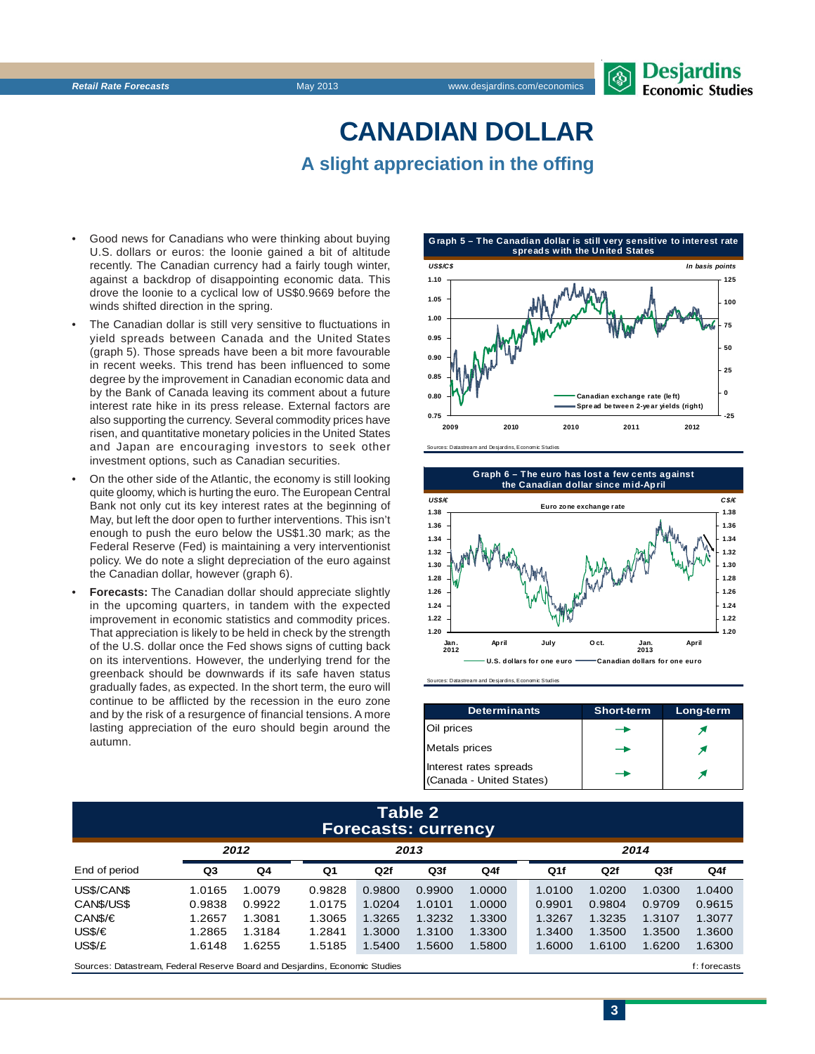# CANADIAN DOLLAR

## A slight appreciation in the offing

- Good news for Canadians who were thinking about buying U.S. dollars or euros: the loonie gained a bit of altitude recently. The Canadian currency had a fairly tough winter, against a backdrop of disappointing economic data. This drove the loonie to a cyclical low of US$0.9669 before the winds shifted direction in the spring.
- The Canadian dollar is still very sensitive to fluctuations in yield spreads between Canada and the United States (graph 5). Those spreads have been a bit more favourable in recent weeks. This trend has been influenced to some degree by the improvement in Canadian economic data and by the Bank of Canada leaving its comment about a future interest rate hike in its press release. External factors are also supporting the currency. Several commodity prices have risen, and quantitative monetary policies in the United States and Japan are encouraging investors to seek other investment options, such as Canadian securities.
- On the other side of the Atlantic, the economy is still looking quite gloomy, which is hurting the euro. The European Central Bank not only cut its key interest rates at the beginning of May, but left the door open to further interventions. This isn't enough to push the euro below the US$1.30 mark; as the Federal Reserve (Fed) is maintaining a very interventionist policy. We do note a slight depreciation of the euro against the Canadian dollar, however (graph 6).
- **Forecasts:** The Canadian dollar should appreciate slightly in the upcoming quarters, in tandem with the expected improvement in economic statistics and commodity prices. That appreciation is likely to be held in check by the strength of the U.S. dollar once the Fed shows signs of cutting back on its interventions. However, the underlying trend for the greenback should be downwards if its safe haven status gradually fades, as expected. In the short term, the euro will continue to be afflicted by the recession in the euro zone and by the risk of a resurgence of financial tensions. A more lasting appreciation of the euro should begin around the autumn.

**Graph 5 – The Canadian dollar is still very sensitive to interest rate spreads with the United States**

Sources: Datastream and Desjardins, Economic Studies

**Graph 6 – The euro has lost a few cents against the Canadian dollar since mid-April**

Sources: Datastream and Desjardins, Economic Studies

| Determinants | Short-term | Long-term |
|---|---|---|
| Oil prices | → | ↗ |
| Metals prices | → | ↗ |
| Interest rates spreads (Canada - United States) | → | ↗ |

**Table 2**
**Forecasts: currency**

| | 2012 | | 2013 | | | | 2014 | | | |
|---|---|---|---|---|---|---|---|---|---|---|
| End of period | Q3 | Q4 | Q1 | Q2f | Q3f | Q4f | Q1f | Q2f | Q3f | Q4f |
| US$/CAN$ | 1.0165 | 1.0079 | 0.9828 | 0.9800 | 0.9900 | 1.0000 | 1.0100 | 1.0200 | 1.0300 | 1.0400 |
| CAN$/US$ | 0.9838 | 0.9922 | 1.0175 | 1.0204 | 1.0101 | 1.0000 | 0.9901 | 0.9804 | 0.9709 | 0.9615 |
| CAN$/€ | 1.2657 | 1.3081 | 1.3065 | 1.3265 | 1.3232 | 1.3300 | 1.3267 | 1.3235 | 1.3107 | 1.3077 |
| US$/€ | 1.2865 | 1.3184 | 1.2841 | 1.3000 | 1.3100 | 1.3300 | 1.3400 | 1.3500 | 1.3500 | 1.3600 |
| US$/£ | 1.6148 | 1.6255 | 1.5185 | 1.5400 | 1.5600 | 1.5800 | 1.6000 | 1.6100 | 1.6200 | 1.6300 |

Sources: Datastream, Federal Reserve Board and Desjardins, Economic Studies — f: forecasts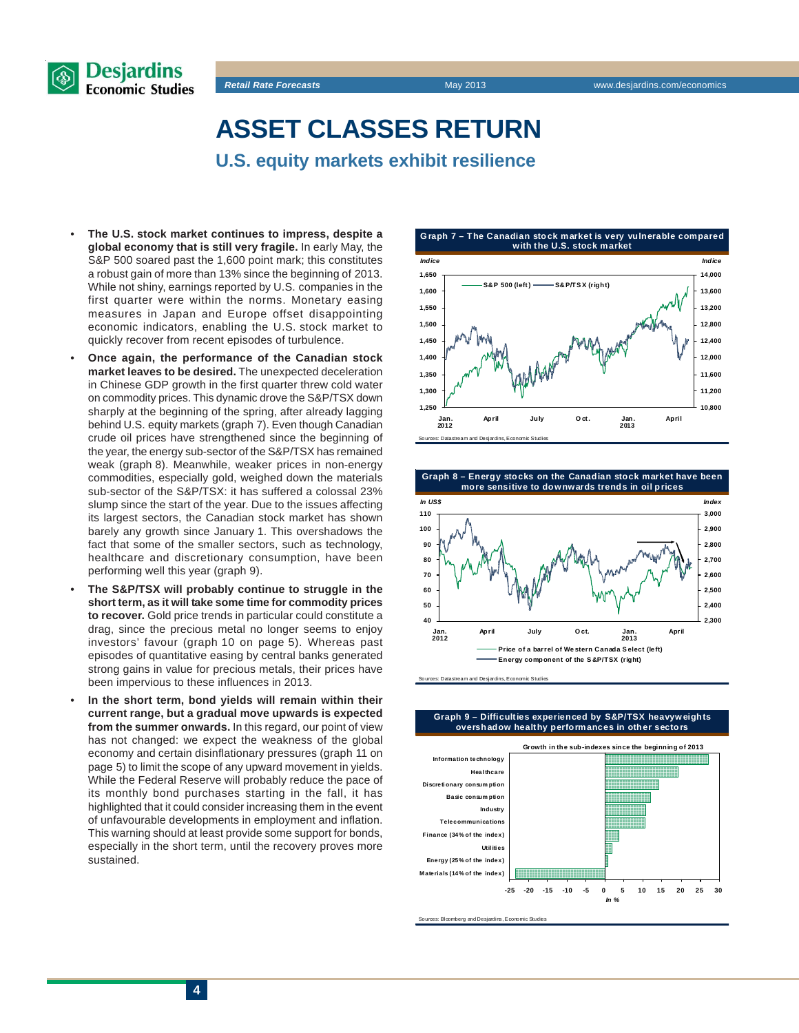# ASSET CLASSES RETURN

## U.S. equity markets exhibit resilience

- **The U.S. stock market continues to impress, despite a global economy that is still very fragile.** In early May, the S&P 500 soared past the 1,600 point mark; this constitutes a robust gain of more than 13% since the beginning of 2013. While not shiny, earnings reported by U.S. companies in the first quarter were within the norms. Monetary easing measures in Japan and Europe offset disappointing economic indicators, enabling the U.S. stock market to quickly recover from recent episodes of turbulence.
- **Once again, the performance of the Canadian stock market leaves to be desired.** The unexpected deceleration in Chinese GDP growth in the first quarter threw cold water on commodity prices. This dynamic drove the S&P/TSX down sharply at the beginning of the spring, after already lagging behind U.S. equity markets (graph 7). Even though Canadian crude oil prices have strengthened since the beginning of the year, the energy sub-sector of the S&P/TSX has remained weak (graph 8). Meanwhile, weaker prices in non-energy commodities, especially gold, weighed down the materials sub-sector of the S&P/TSX: it has suffered a colossal 23% slump since the start of the year. Due to the issues affecting its largest sectors, the Canadian stock market has shown barely any growth since January 1. This overshadows the fact that some of the smaller sectors, such as technology, healthcare and discretionary consumption, have been performing well this year (graph 9).
- **The S&P/TSX will probably continue to struggle in the short term, as it will take some time for commodity prices to recover.** Gold price trends in particular could constitute a drag, since the precious metal no longer seems to enjoy investors' favour (graph 10 on page 5). Whereas past episodes of quantitative easing by central banks generated strong gains in value for precious metals, their prices have been impervious to these influences in 2013.
- **In the short term, bond yields will remain within their current range, but a gradual move upwards is expected from the summer onwards.** In this regard, our point of view has not changed: we expect the weakness of the global economy and certain disinflationary pressures (graph 11 on page 5) to limit the scope of any upward movement in yields. While the Federal Reserve will probably reduce the pace of its monthly bond purchases starting in the fall, it has highlighted that it could consider increasing them in the event of unfavourable developments in employment and inflation. This warning should at least provide some support for bonds, especially in the short term, until the recovery proves more sustained.

**Graph 7 – The Canadian stock market is very vulnerable compared with the U.S. stock market**

Sources: Datastream and Desjardins, Economic Studies

**Graph 8 – Energy stocks on the Canadian stock market have been more sensitive to downwards trends in oil prices**

Sources: Datastream and Desjardins, Economic Studies

**Graph 9 – Difficulties experienced by S&P/TSX heavyweights overshadow healthy performances in other sectors**

Sources: Bloomberg and Desjardins, Economic Studies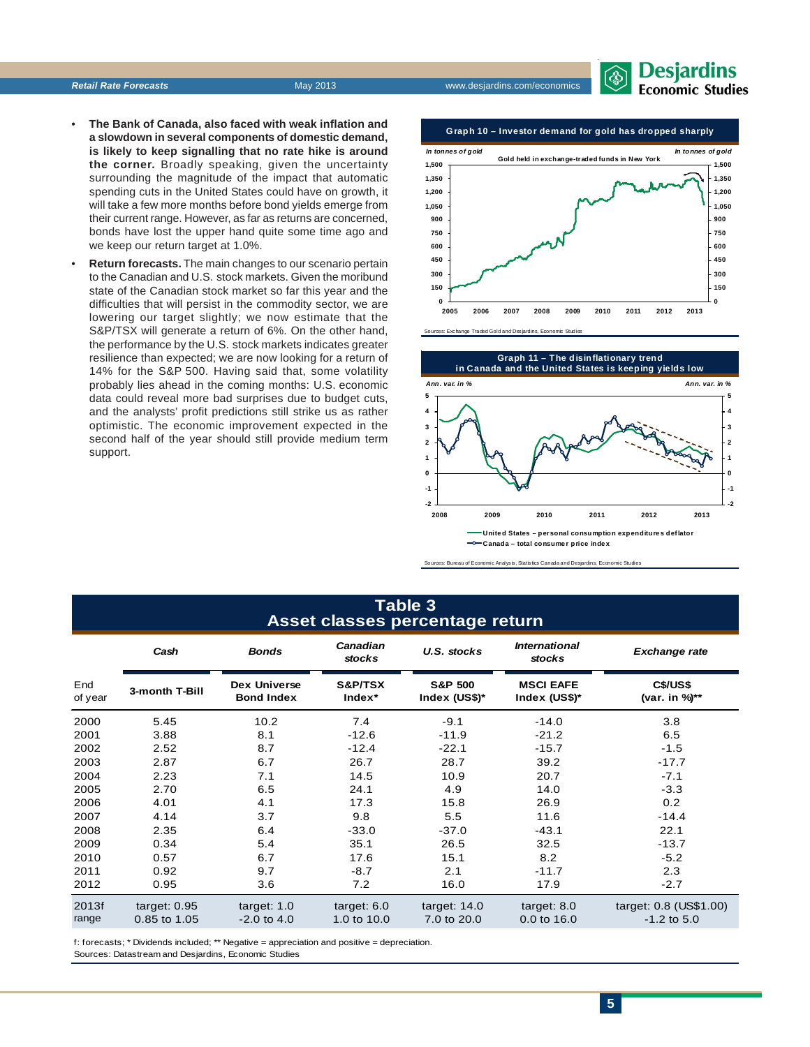- **The Bank of Canada, also faced with weak inflation and a slowdown in several components of domestic demand, is likely to keep signalling that no rate hike is around the corner.** Broadly speaking, given the uncertainty surrounding the magnitude of the impact that automatic spending cuts in the United States could have on growth, it will take a few more months before bond yields emerge from their current range. However, as far as returns are concerned, bonds have lost the upper hand quite some time ago and we keep our return target at 1.0%.
- **Return forecasts.** The main changes to our scenario pertain to the Canadian and U.S. stock markets. Given the moribund state of the Canadian stock market so far this year and the difficulties that will persist in the commodity sector, we are lowering our target slightly; we now estimate that the S&P/TSX will generate a return of 6%. On the other hand, the performance by the U.S. stock markets indicates greater resilience than expected; we are now looking for a return of 14% for the S&P 500. Having said that, some volatility probably lies ahead in the coming months: U.S. economic data could reveal more bad surprises due to budget cuts, and the analysts' profit predictions still strike us as rather optimistic. The economic improvement expected in the second half of the year should still provide medium term support.

**Graph 10 – Investor demand for gold has dropped sharply**

In tonnes of gold

Gold held in exchange-traded funds in New York

1,500
1,350
1,200
1,050
900
750
600
450
300
150
0

2005 2006 2007 2008 2009 2010 2011 2012 2013

Sources: Exchange Traded Gold and Desjardins, Economic Studies

**Graph 11 – The disinflationary trend in Canada and the United States is keeping yields low**

Ann. var. in %

5
4
3
2
1
0
-1
-2

2008 2009 2010 2011 2012 2013

United States – personal consumption expenditures deflator
Canada – total consumer price index

Sources: Bureau of Economic Analysis, Statistics Canada and Desjardins, Economic Studies

## Table 3
## Asset classes percentage return

| | Cash | Bonds | Canadian stocks | U.S. stocks | International stocks | Exchange rate |
|---|---|---|---|---|---|---|
| End of year | 3-month T-Bill | Dex Universe Bond Index | S&P/TSX Index* | S&P 500 Index (US$)* | MSCI EAFE Index (US$)* | C$/US$ (var. in %)** |
| 2000 | 5.45 | 10.2 | 7.4 | -9.1 | -14.0 | 3.8 |
| 2001 | 3.88 | 8.1 | -12.6 | -11.9 | -21.2 | 6.5 |
| 2002 | 2.52 | 8.7 | -12.4 | -22.1 | -15.7 | -1.5 |
| 2003 | 2.87 | 6.7 | 26.7 | 28.7 | 39.2 | -17.7 |
| 2004 | 2.23 | 7.1 | 14.5 | 10.9 | 20.7 | -7.1 |
| 2005 | 2.70 | 6.5 | 24.1 | 4.9 | 14.0 | -3.3 |
| 2006 | 4.01 | 4.1 | 17.3 | 15.8 | 26.9 | 0.2 |
| 2007 | 4.14 | 3.7 | 9.8 | 5.5 | 11.6 | -14.4 |
| 2008 | 2.35 | 6.4 | -33.0 | -37.0 | -43.1 | 22.1 |
| 2009 | 0.34 | 5.4 | 35.1 | 26.5 | 32.5 | -13.7 |
| 2010 | 0.57 | 6.7 | 17.6 | 15.1 | 8.2 | -5.2 |
| 2011 | 0.92 | 9.7 | -8.7 | 2.1 | -11.7 | 2.3 |
| 2012 | 0.95 | 3.6 | 7.2 | 16.0 | 17.9 | -2.7 |
| 2013f | target: 0.95 | target: 1.0 | target: 6.0 | target: 14.0 | target: 8.0 | target: 0.8 (US$1.00) |
| range | 0.85 to 1.05 | -2.0 to 4.0 | 1.0 to 10.0 | 7.0 to 20.0 | 0.0 to 16.0 | -1.2 to 5.0 |

f: forecasts; * Dividends included; ** Negative = appreciation and positive = depreciation.
Sources: Datastream and Desjardins, Economic Studies